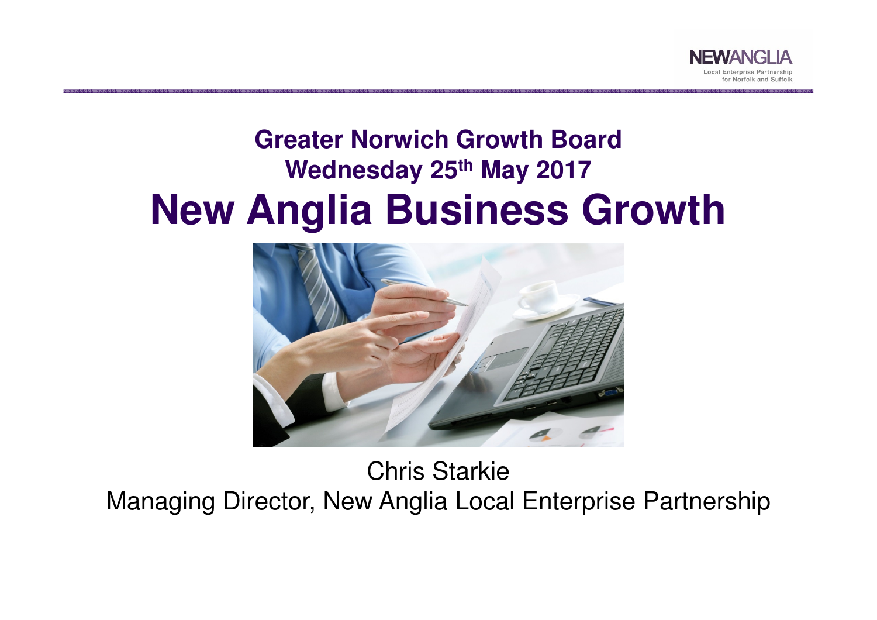NEWANGLIA

Local Enterprise Partnership for Norfolk and Suffolk

## Greater Norwich Growth Board

## Wednesday 25th May 2017

# New Anglia Business Growth

Chris Starkie

Managing Director, New Anglia Local Enterprise Partnership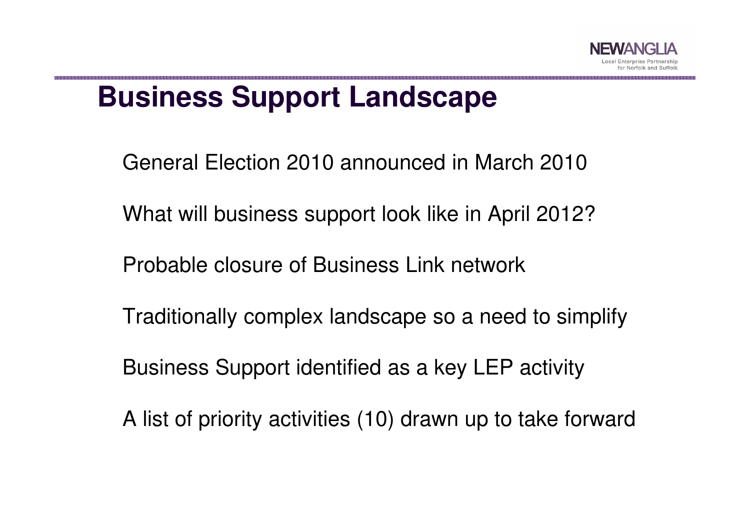# Business Support Landscape

General Election 2010 announced in March 2010

What will business support look like in April 2012?

Probable closure of Business Link network

Traditionally complex landscape so a need to simplify

Business Support identified as a key LEP activity

A list of priority activities (10) drawn up to take forward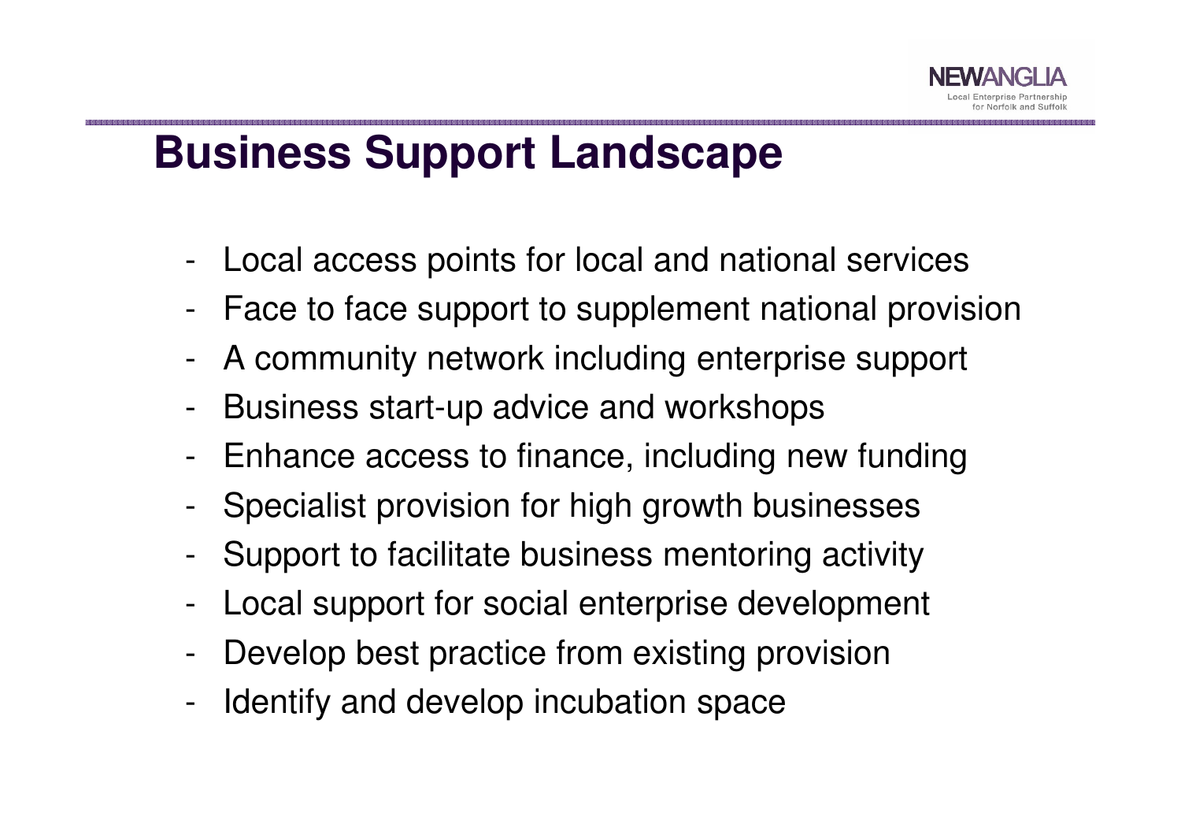# Business Support Landscape

- Local access points for local and national services
- Face to face support to supplement national provision
- A community network including enterprise support
- Business start-up advice and workshops
- Enhance access to finance, including new funding
- Specialist provision for high growth businesses
- Support to facilitate business mentoring activity
- Local support for social enterprise development
- Develop best practice from existing provision
- Identify and develop incubation space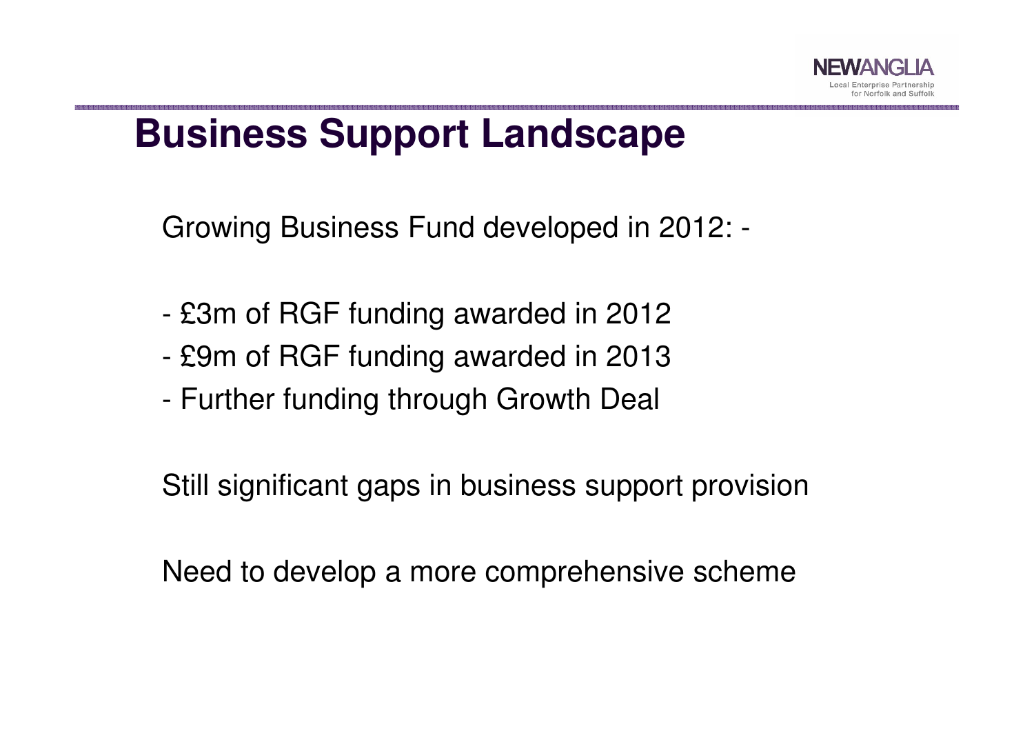# Business Support Landscape

Growing Business Fund developed in 2012: -

- £3m of RGF funding awarded in 2012
- £9m of RGF funding awarded in 2013
- Further funding through Growth Deal

Still significant gaps in business support provision

Need to develop a more comprehensive scheme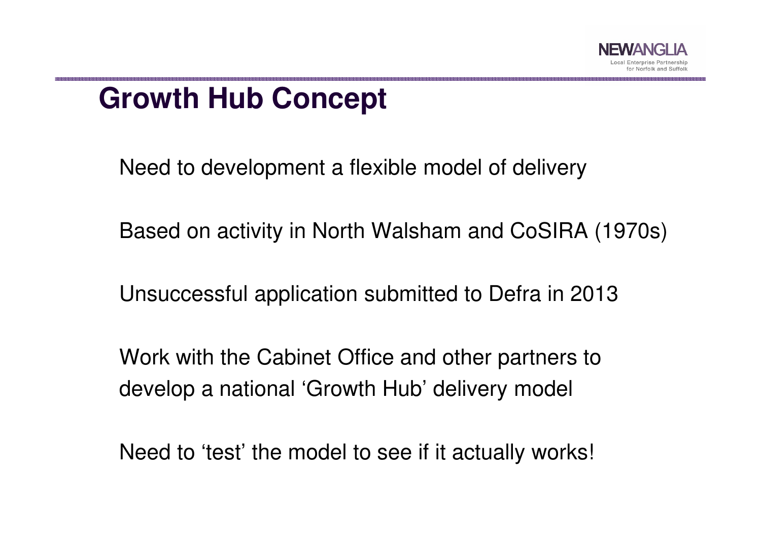# Growth Hub Concept

Need to development a flexible model of delivery

Based on activity in North Walsham and CoSIRA (1970s)

Unsuccessful application submitted to Defra in 2013

Work with the Cabinet Office and other partners to develop a national 'Growth Hub' delivery model

Need to 'test' the model to see if it actually works!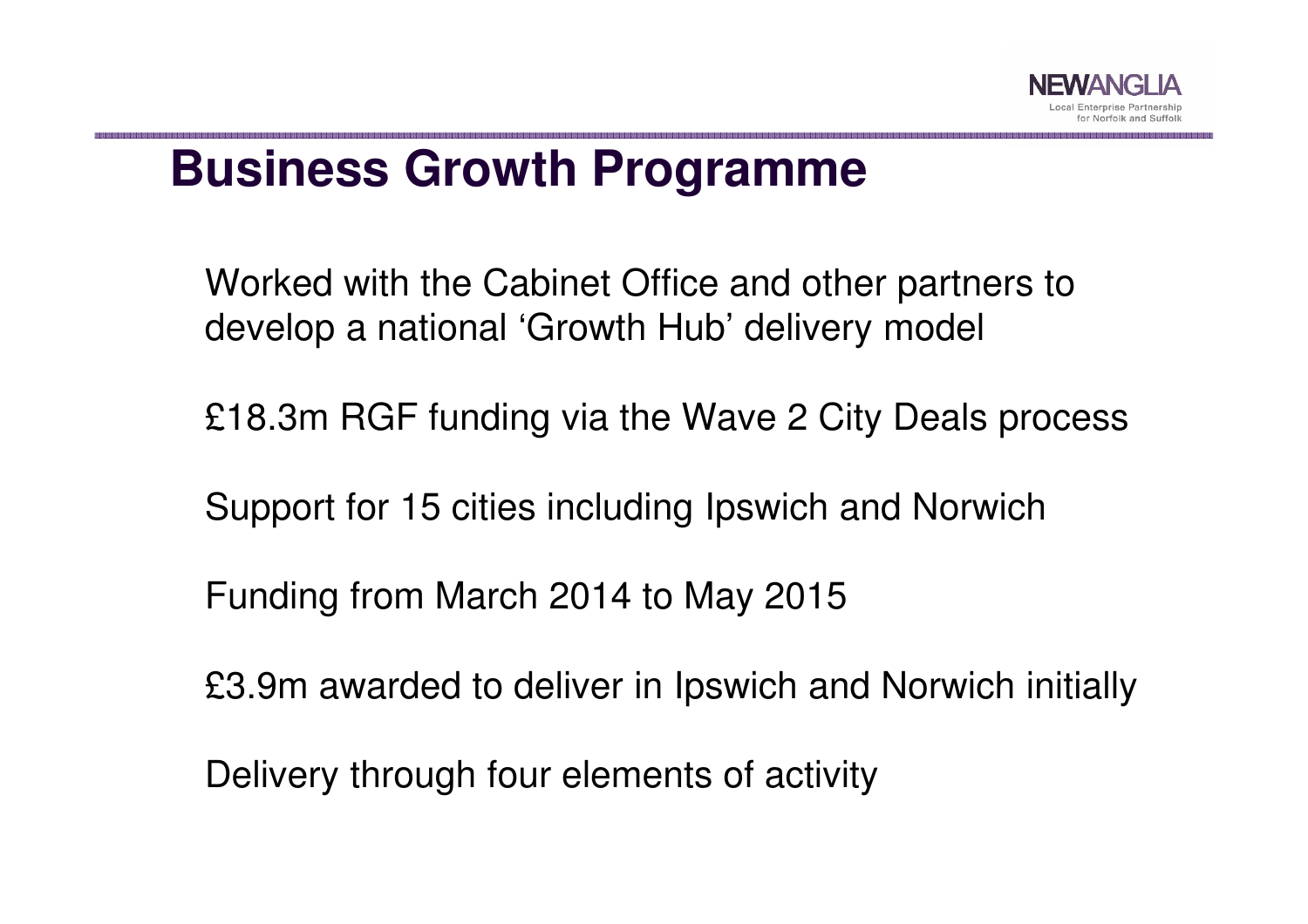# Business Growth Programme

Worked with the Cabinet Office and other partners to develop a national 'Growth Hub' delivery model

£18.3m RGF funding via the Wave 2 City Deals process

Support for 15 cities including Ipswich and Norwich

Funding from March 2014 to May 2015

£3.9m awarded to deliver in Ipswich and Norwich initially

Delivery through four elements of activity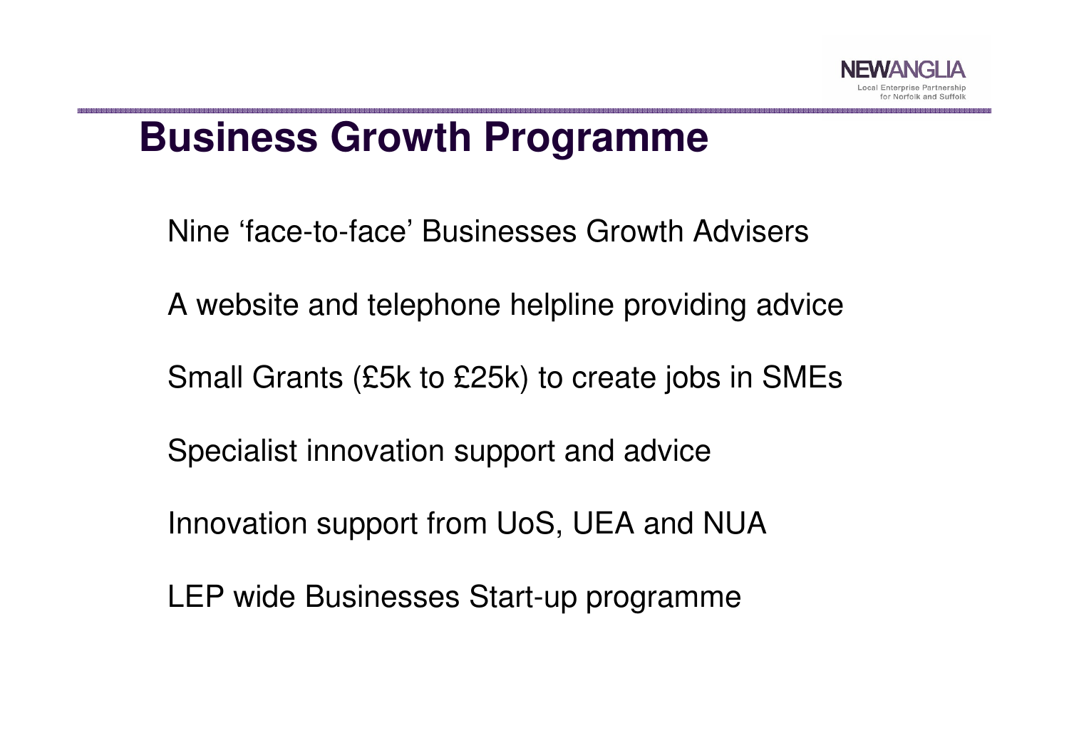# Business Growth Programme

Nine 'face-to-face' Businesses Growth Advisers

A website and telephone helpline providing advice

Small Grants (£5k to £25k) to create jobs in SMEs

Specialist innovation support and advice

Innovation support from UoS, UEA and NUA

LEP wide Businesses Start-up programme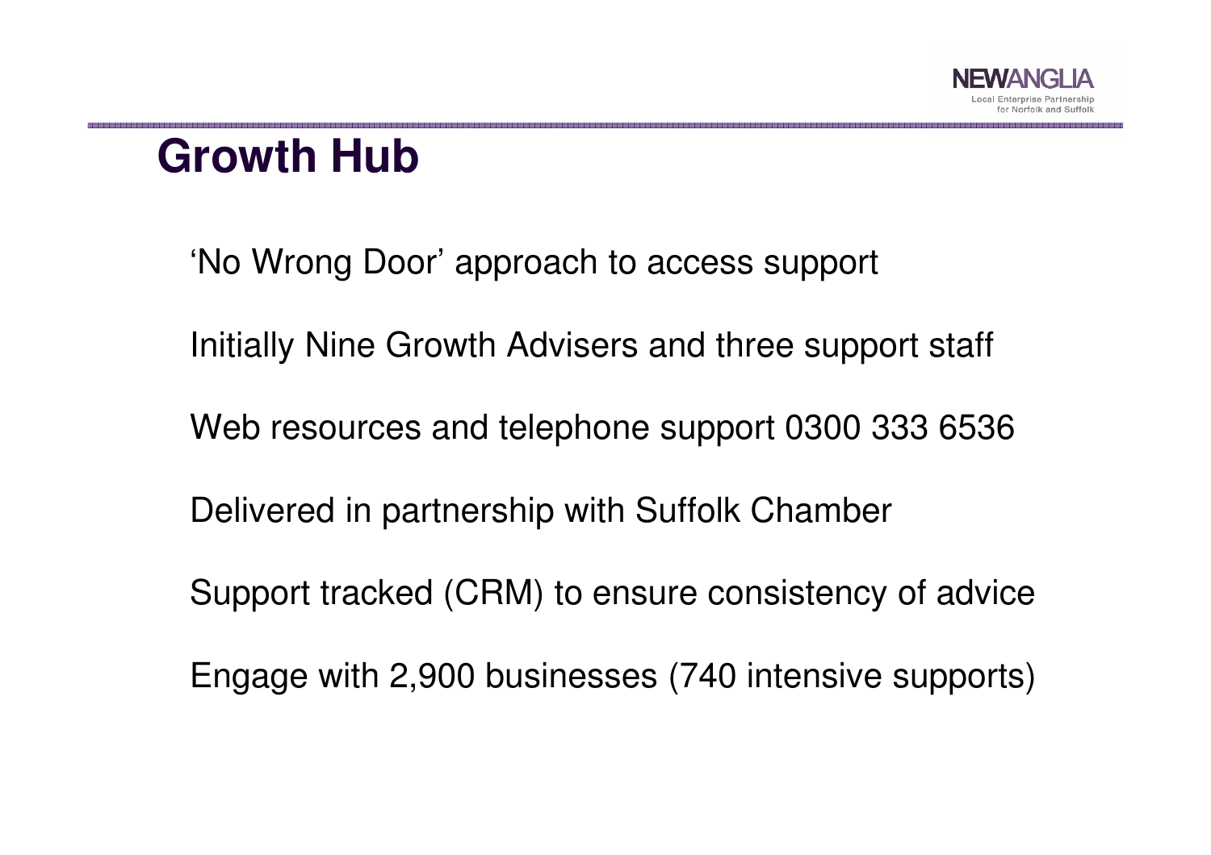# Growth Hub

'No Wrong Door' approach to access support

Initially Nine Growth Advisers and three support staff

Web resources and telephone support 0300 333 6536

Delivered in partnership with Suffolk Chamber

Support tracked (CRM) to ensure consistency of advice

Engage with 2,900 businesses (740 intensive supports)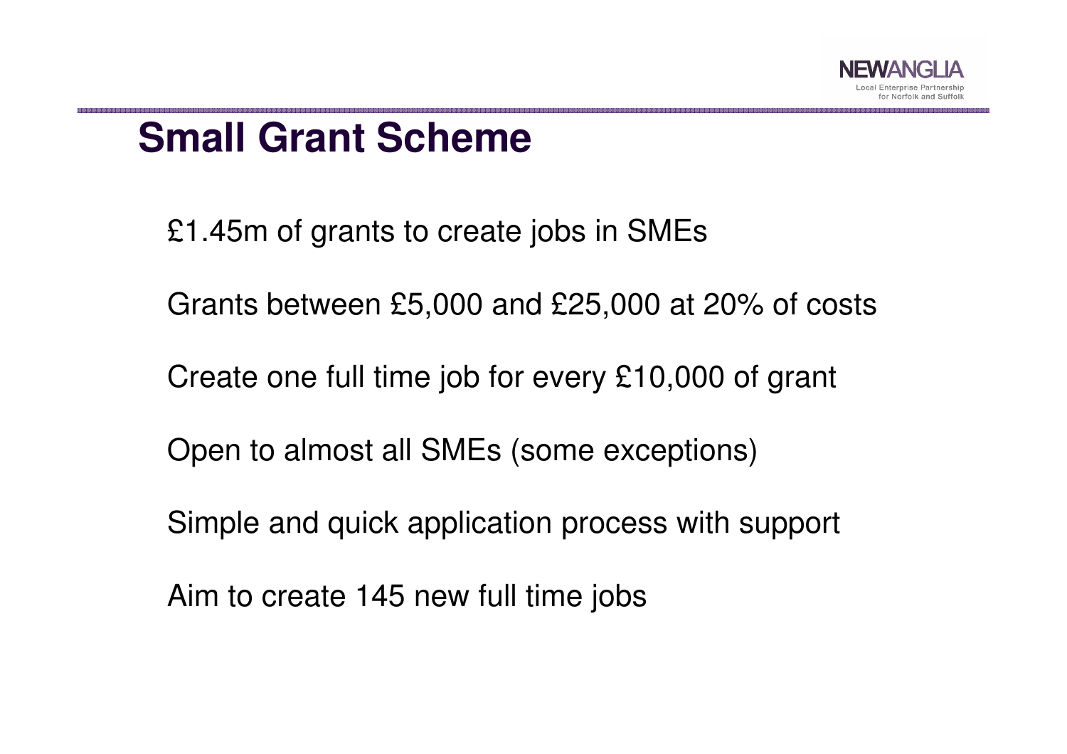# Small Grant Scheme

£1.45m of grants to create jobs in SMEs

Grants between £5,000 and £25,000 at 20% of costs

Create one full time job for every £10,000 of grant

Open to almost all SMEs (some exceptions)

Simple and quick application process with support

Aim to create 145 new full time jobs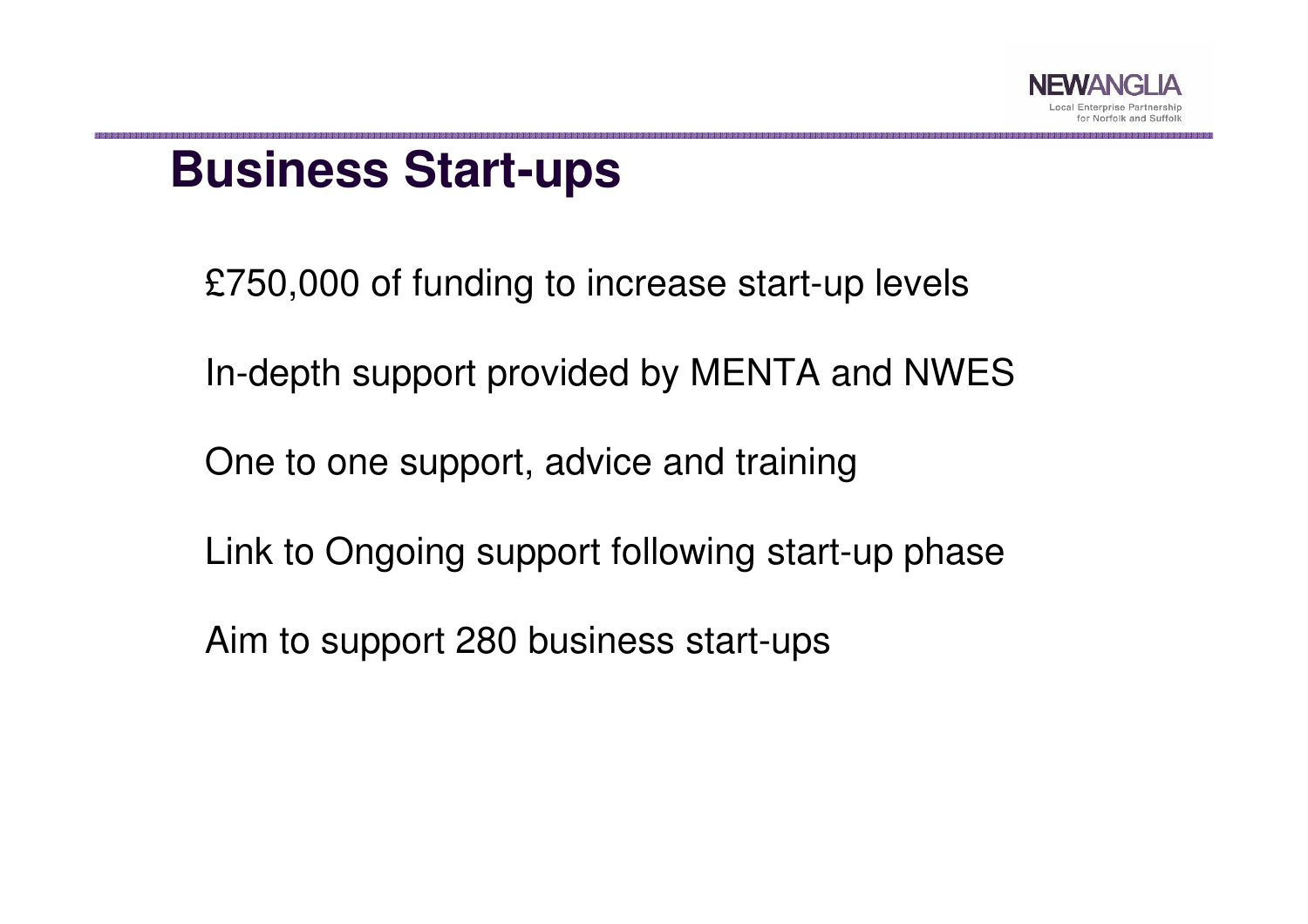# Business Start-ups

£750,000 of funding to increase start-up levels

In-depth support provided by MENTA and NWES

One to one support, advice and training

Link to Ongoing support following start-up phase

Aim to support 280 business start-ups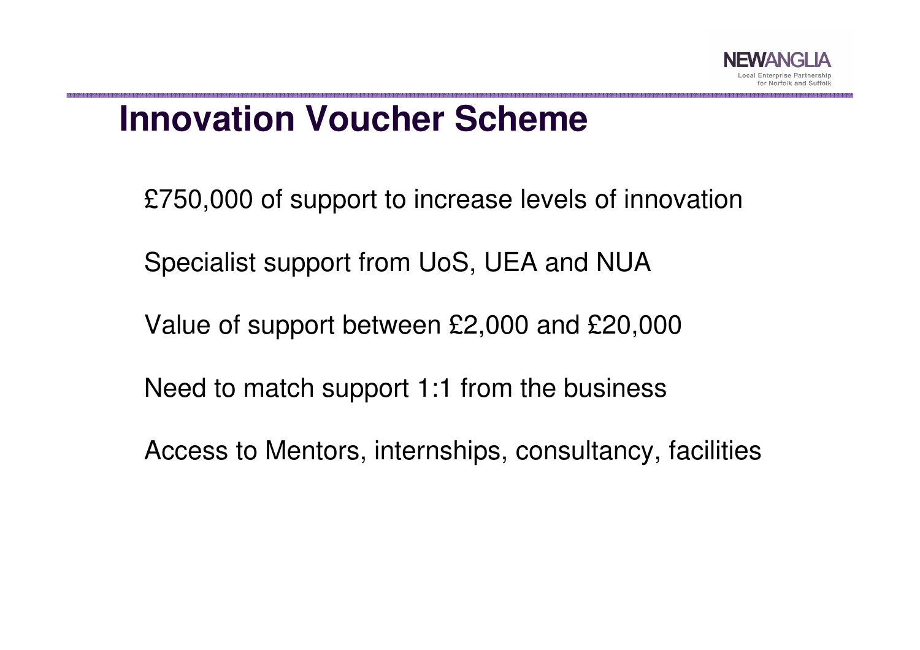# Innovation Voucher Scheme

£750,000 of support to increase levels of innovation

Specialist support from UoS, UEA and NUA

Value of support between £2,000 and £20,000

Need to match support 1:1 from the business

Access to Mentors, internships, consultancy, facilities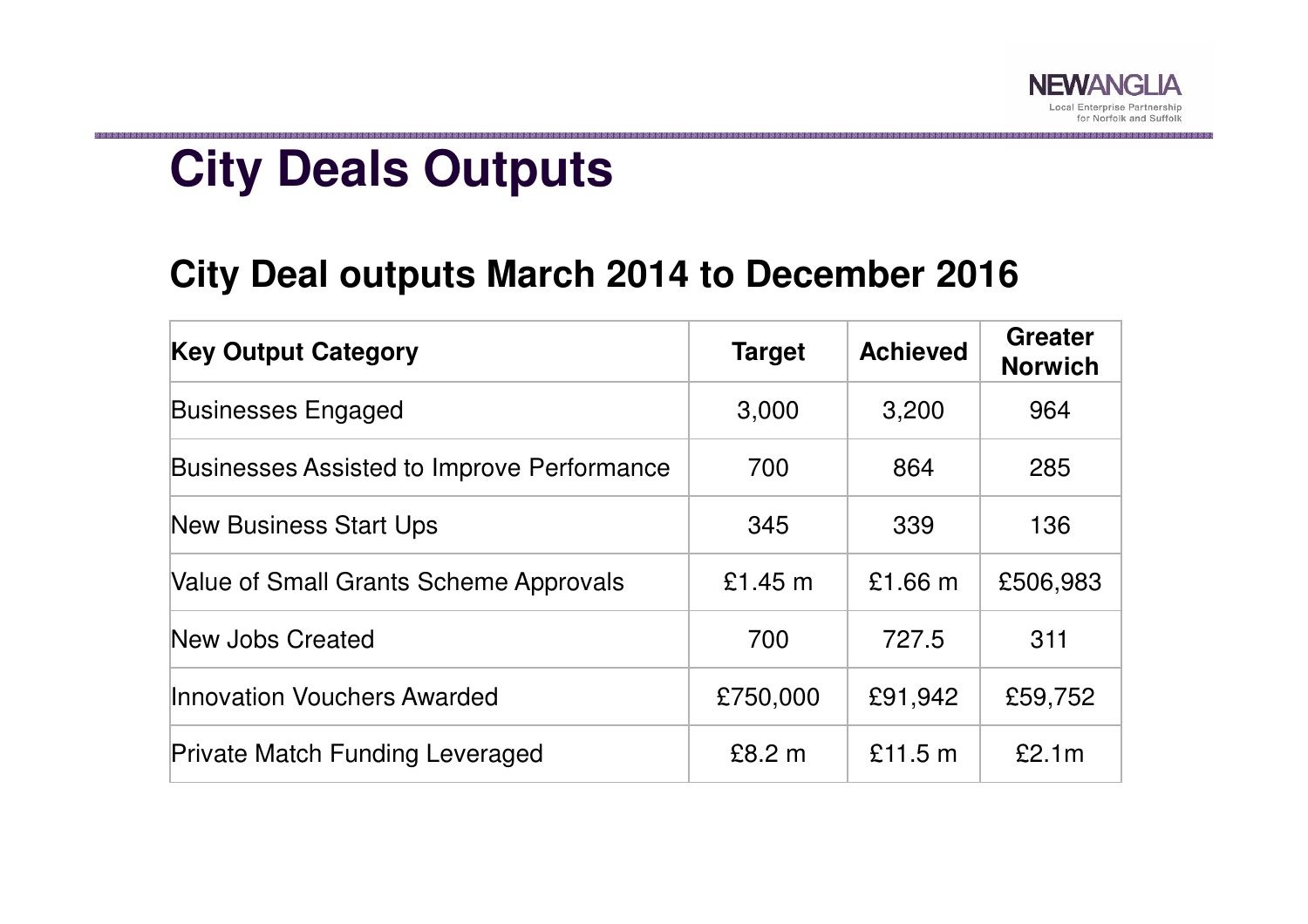# City Deals Outputs

## City Deal outputs March 2014 to December 2016

| Key Output Category | Target | Achieved | Greater Norwich |
|---|---|---|---|
| Businesses Engaged | 3,000 | 3,200 | 964 |
| Businesses Assisted to Improve Performance | 700 | 864 | 285 |
| New Business Start Ups | 345 | 339 | 136 |
| Value of Small Grants Scheme Approvals | £1.45 m | £1.66 m | £506,983 |
| New Jobs Created | 700 | 727.5 | 311 |
| Innovation Vouchers Awarded | £750,000 | £91,942 | £59,752 |
| Private Match Funding Leveraged | £8.2 m | £11.5 m | £2.1m |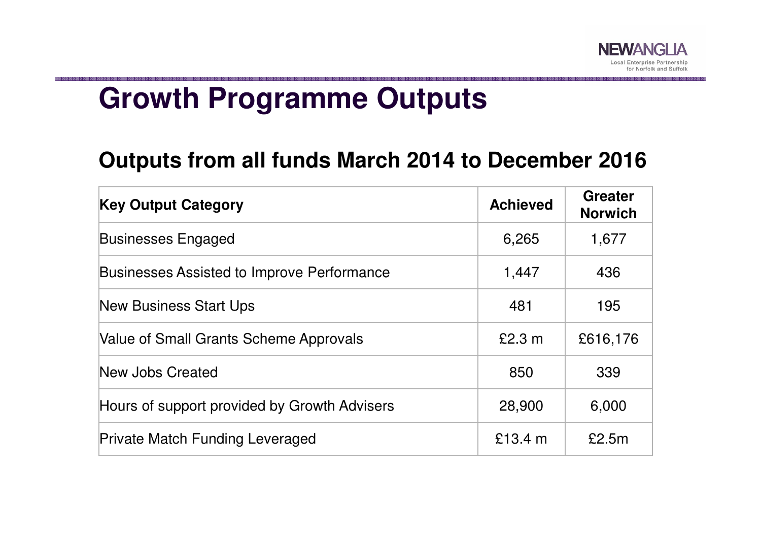# Growth Programme Outputs

## Outputs from all funds March 2014 to December 2016

| Key Output Category | Achieved | Greater Norwich |
|---|---|---|
| Businesses Engaged | 6,265 | 1,677 |
| Businesses Assisted to Improve Performance | 1,447 | 436 |
| New Business Start Ups | 481 | 195 |
| Value of Small Grants Scheme Approvals | £2.3 m | £616,176 |
| New Jobs Created | 850 | 339 |
| Hours of support provided by Growth Advisers | 28,900 | 6,000 |
| Private Match Funding Leveraged | £13.4 m | £2.5m |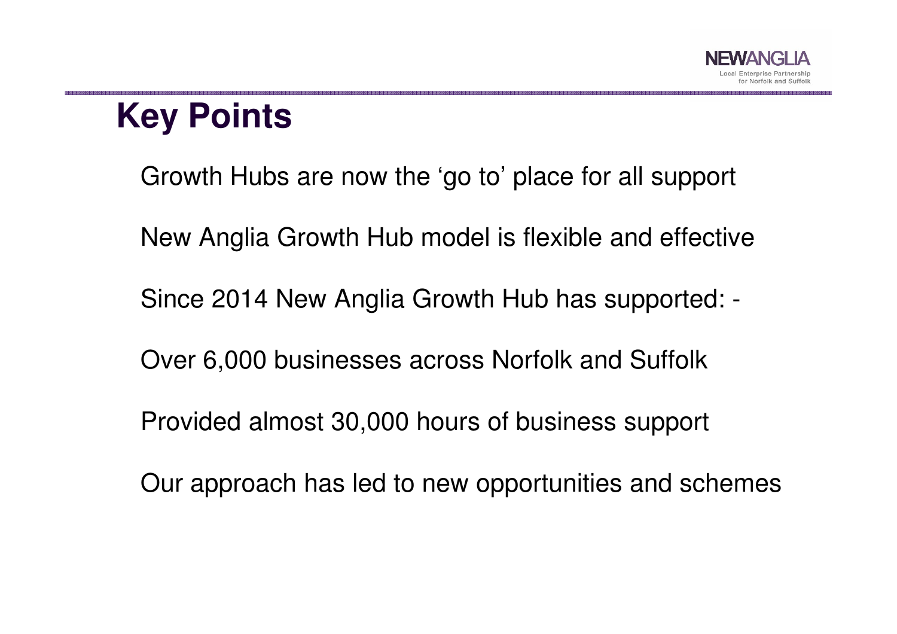# Key Points

Growth Hubs are now the ‘go to’ place for all support

New Anglia Growth Hub model is flexible and effective

Since 2014 New Anglia Growth Hub has supported: -

Over 6,000 businesses across Norfolk and Suffolk

Provided almost 30,000 hours of business support

Our approach has led to new opportunities and schemes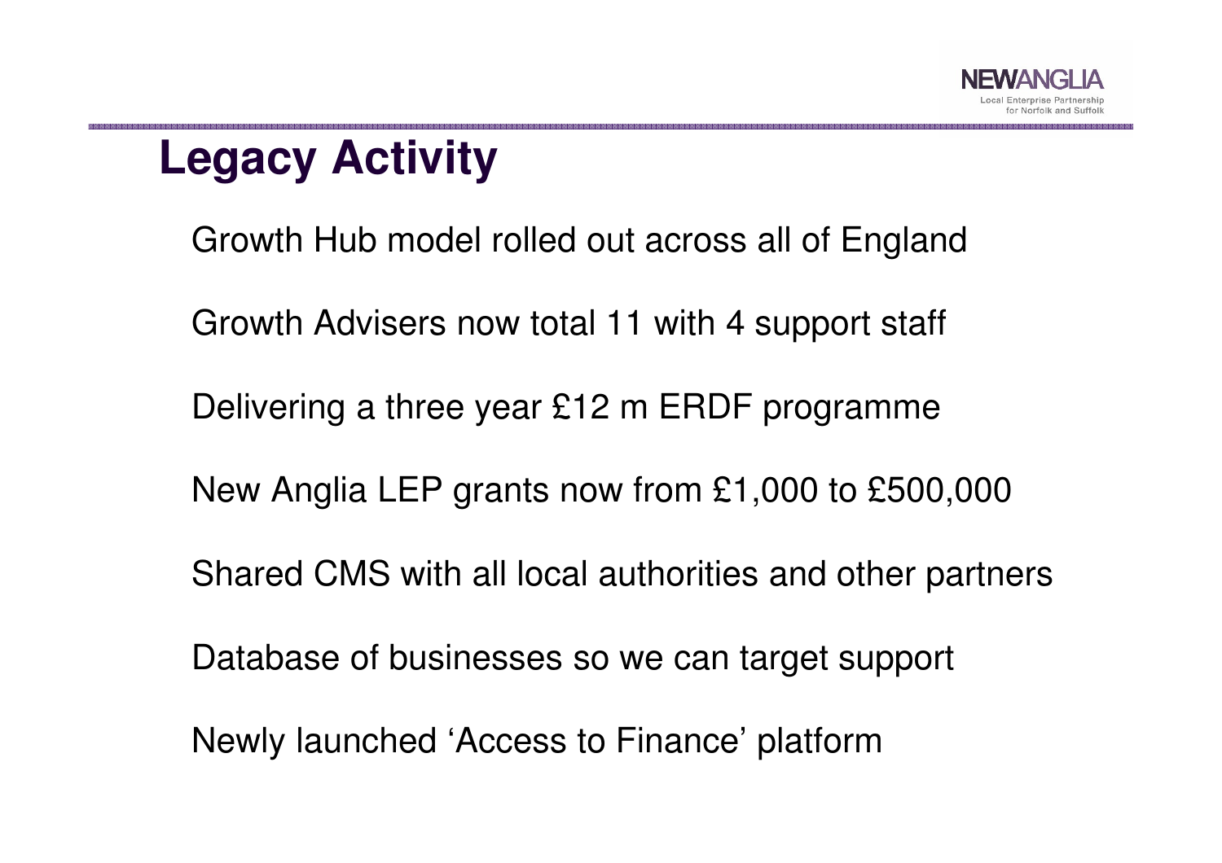# Legacy Activity

Growth Hub model rolled out across all of England

Growth Advisers now total 11 with 4 support staff

Delivering a three year £12 m ERDF programme

New Anglia LEP grants now from £1,000 to £500,000

Shared CMS with all local authorities and other partners

Database of businesses so we can target support

Newly launched 'Access to Finance' platform